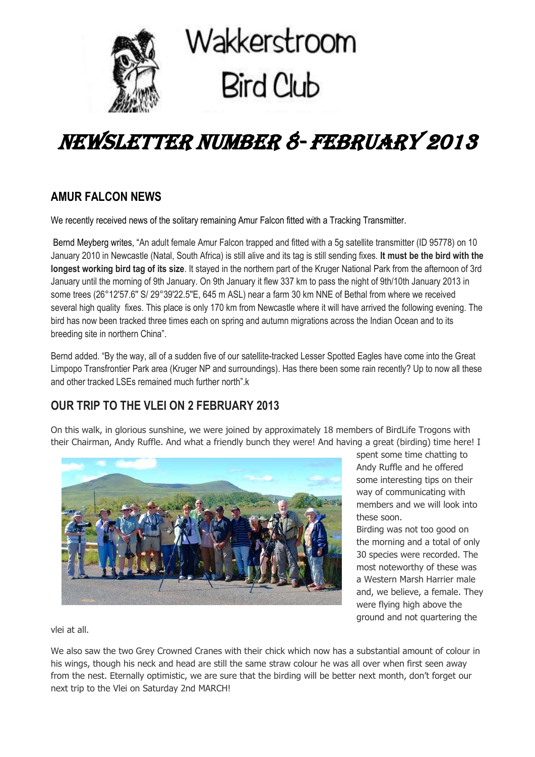# Wakkerstroom Bird Club

# NEWSLETTER NUMBER 8- FEBRUARY 2013

## AMUR FALCON NEWS

We recently received news of the solitary remaining Amur Falcon fitted with a Tracking Transmitter.

Bernd Meyberg writes, "An adult female Amur Falcon trapped and fitted with a 5g satellite transmitter (ID 95778) on 10 January 2010 in Newcastle (Natal, South Africa) is still alive and its tag is still sending fixes. **It must be the bird with the longest working bird tag of its size**. It stayed in the northern part of the Kruger National Park from the afternoon of 3rd January until the morning of 9th January. On 9th January it flew 337 km to pass the night of 9th/10th January 2013 in some trees (26°12'57.6" S/ 29°39'22.5"E, 645 m ASL) near a farm 30 km NNE of Bethal from where we received several high quality fixes. This place is only 170 km from Newcastle where it will have arrived the following evening. The bird has now been tracked three times each on spring and autumn migrations across the Indian Ocean and to its breeding site in northern China".

Bernd added. "By the way, all of a sudden five of our satellite-tracked Lesser Spotted Eagles have come into the Great Limpopo Transfrontier Park area (Kruger NP and surroundings). Has there been some rain recently? Up to now all these and other tracked LSEs remained much further north".k

## OUR TRIP TO THE VLEI ON 2 FEBRUARY 2013

On this walk, in glorious sunshine, we were joined by approximately 18 members of BirdLife Trogons with their Chairman, Andy Ruffle. And what a friendly bunch they were! And having a great (birding) time here! I spent some time chatting to Andy Ruffle and he offered some interesting tips on their way of communicating with members and we will look into these soon.

Birding was not too good on the morning and a total of only 30 species were recorded. The most noteworthy of these was a Western Marsh Harrier male and, we believe, a female. They were flying high above the ground and not quartering the vlei at all.

We also saw the two Grey Crowned Cranes with their chick which now has a substantial amount of colour in his wings, though his neck and head are still the same straw colour he was all over when first seen away from the nest. Eternally optimistic, we are sure that the birding will be better next month, don't forget our next trip to the Vlei on Saturday 2nd MARCH!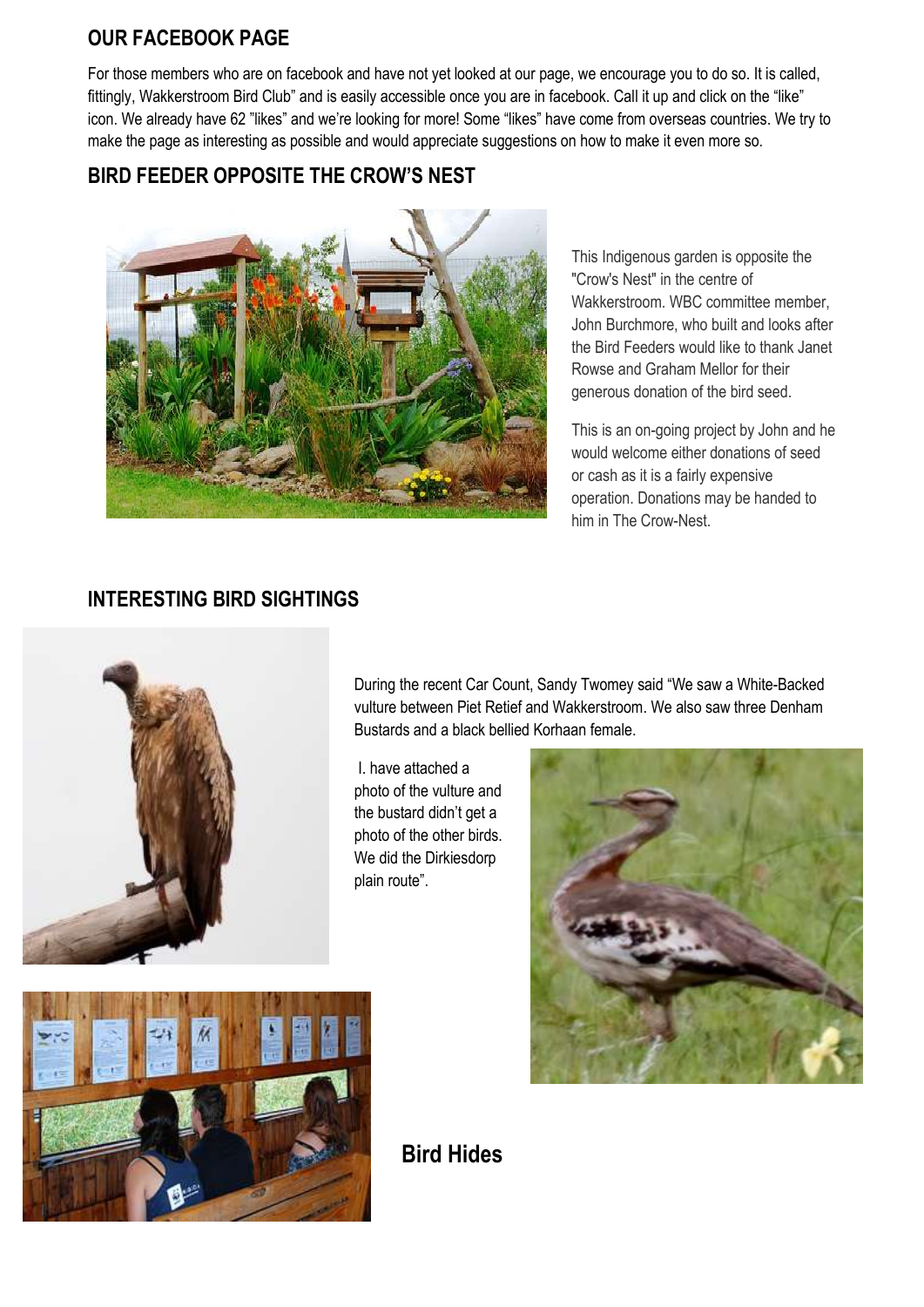## OUR FACEBOOK PAGE

For those members who are on facebook and have not yet looked at our page, we encourage you to do so. It is called, fittingly, Wakkerstroom Bird Club" and is easily accessible once you are in facebook. Call it up and click on the "like" icon. We already have 62 "likes" and we're looking for more! Some "likes" have come from overseas countries. We try to make the page as interesting as possible and would appreciate suggestions on how to make it even more so.

## BIRD FEEDER OPPOSITE THE CROW'S NEST

This Indigenous garden is opposite the "Crow's Nest" in the centre of Wakkerstroom. WBC committee member, John Burchmore, who built and looks after the Bird Feeders would like to thank Janet Rowse and Graham Mellor for their generous donation of the bird seed.

This is an on-going project by John and he would welcome either donations of seed or cash as it is a fairly expensive operation. Donations may be handed to him in The Crow-Nest.

## INTERESTING BIRD SIGHTINGS

During the recent Car Count, Sandy Twomey said "We saw a White-Backed vulture between Piet Retief and Wakkerstroom. We also saw three Denham Bustards and a black bellied Korhaan female.

I. have attached a photo of the vulture and the bustard didn't get a photo of the other birds. We did the Dirkiesdorp plain route".

## Bird Hides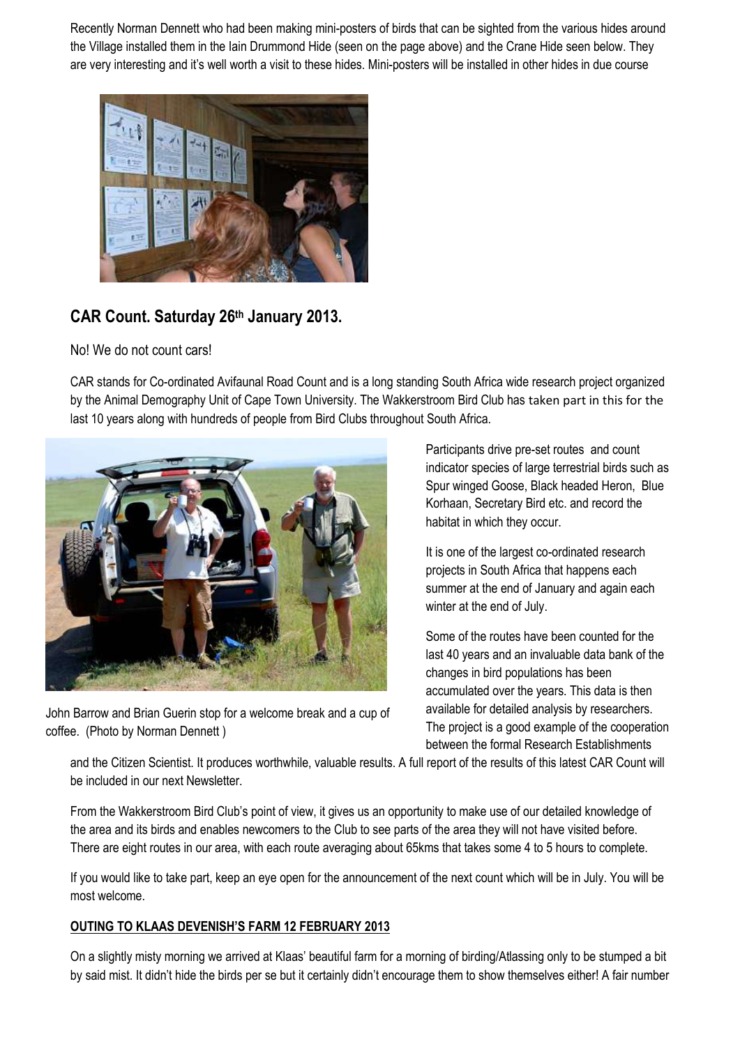Recently Norman Dennett who had been making mini-posters of birds that can be sighted from the various hides around the Village installed them in the Iain Drummond Hide (seen on the page above) and the Crane Hide seen below. They are very interesting and it's well worth a visit to these hides. Mini-posters will be installed in other hides in due course

## CAR Count. Saturday 26th January 2013.

No! We do not count cars!

CAR stands for Co-ordinated Avifaunal Road Count and is a long standing South Africa wide research project organized by the Animal Demography Unit of Cape Town University. The Wakkerstroom Bird Club has taken part in this for the last 10 years along with hundreds of people from Bird Clubs throughout South Africa.

John Barrow and Brian Guerin stop for a welcome break and a cup of coffee. (Photo by Norman Dennett )

Participants drive pre-set routes and count indicator species of large terrestrial birds such as Spur winged Goose, Black headed Heron, Blue Korhaan, Secretary Bird etc. and record the habitat in which they occur.

It is one of the largest co-ordinated research projects in South Africa that happens each summer at the end of January and again each winter at the end of July.

Some of the routes have been counted for the last 40 years and an invaluable data bank of the changes in bird populations has been accumulated over the years. This data is then available for detailed analysis by researchers. The project is a good example of the cooperation between the formal Research Establishments and the Citizen Scientist. It produces worthwhile, valuable results. A full report of the results of this latest CAR Count will be included in our next Newsletter.

From the Wakkerstroom Bird Club's point of view, it gives us an opportunity to make use of our detailed knowledge of the area and its birds and enables newcomers to the Club to see parts of the area they will not have visited before. There are eight routes in our area, with each route averaging about 65kms that takes some 4 to 5 hours to complete.

If you would like to take part, keep an eye open for the announcement of the next count which will be in July. You will be most welcome.

**OUTING TO KLAAS DEVENISH'S FARM 12 FEBRUARY 2013**

On a slightly misty morning we arrived at Klaas' beautiful farm for a morning of birding/Atlassing only to be stumped a bit by said mist. It didn't hide the birds per se but it certainly didn't encourage them to show themselves either! A fair number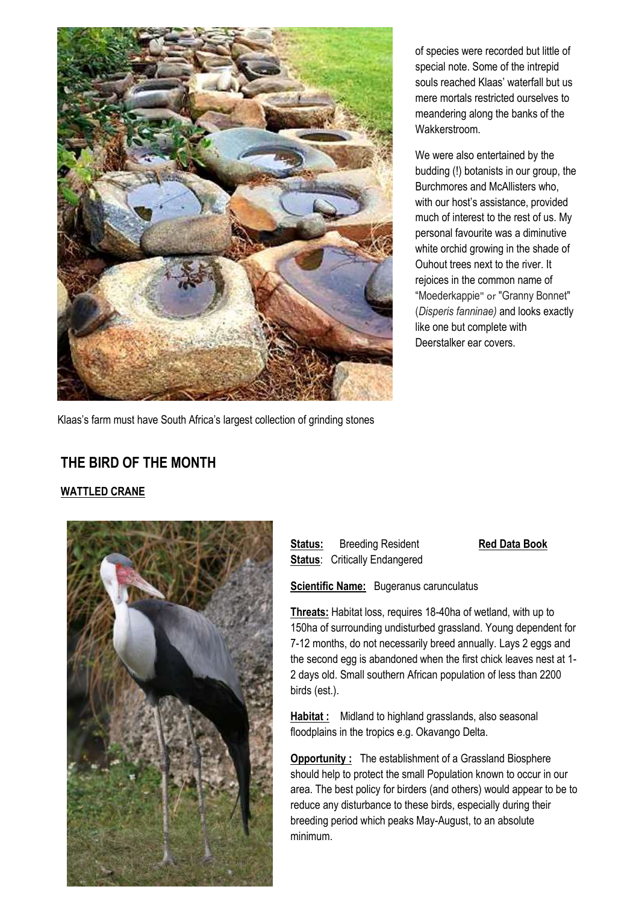of species were recorded but little of special note. Some of the intrepid souls reached Klaas' waterfall but us mere mortals restricted ourselves to meandering along the banks of the Wakkerstroom.

We were also entertained by the budding (!) botanists in our group, the Burchmores and McAllisters who, with our host's assistance, provided much of interest to the rest of us. My personal favourite was a diminutive white orchid growing in the shade of Ouhout trees next to the river. It rejoices in the common name of "Moederkappie" or "Granny Bonnet" (*Disperis fanninae)* and looks exactly like one but complete with Deerstalker ear covers.

Klaas's farm must have South Africa's largest collection of grinding stones

## THE BIRD OF THE MONTH

### WATTLED CRANE

**Status:** Breeding Resident

**Red Data Book Status**: Critically Endangered

**Scientific Name:** Bugeranus carunculatus

**Threats:** Habitat loss, requires 18-40ha of wetland, with up to 150ha of surrounding undisturbed grassland. Young dependent for 7-12 months, do not necessarily breed annually. Lays 2 eggs and the second egg is abandoned when the first chick leaves nest at 1-2 days old. Small southern African population of less than 2200 birds (est.).

**Habitat :** Midland to highland grasslands, also seasonal floodplains in the tropics e.g. Okavango Delta.

**Opportunity :** The establishment of a Grassland Biosphere should help to protect the small Population known to occur in our area. The best policy for birders (and others) would appear to be to reduce any disturbance to these birds, especially during their breeding period which peaks May-August, to an absolute minimum.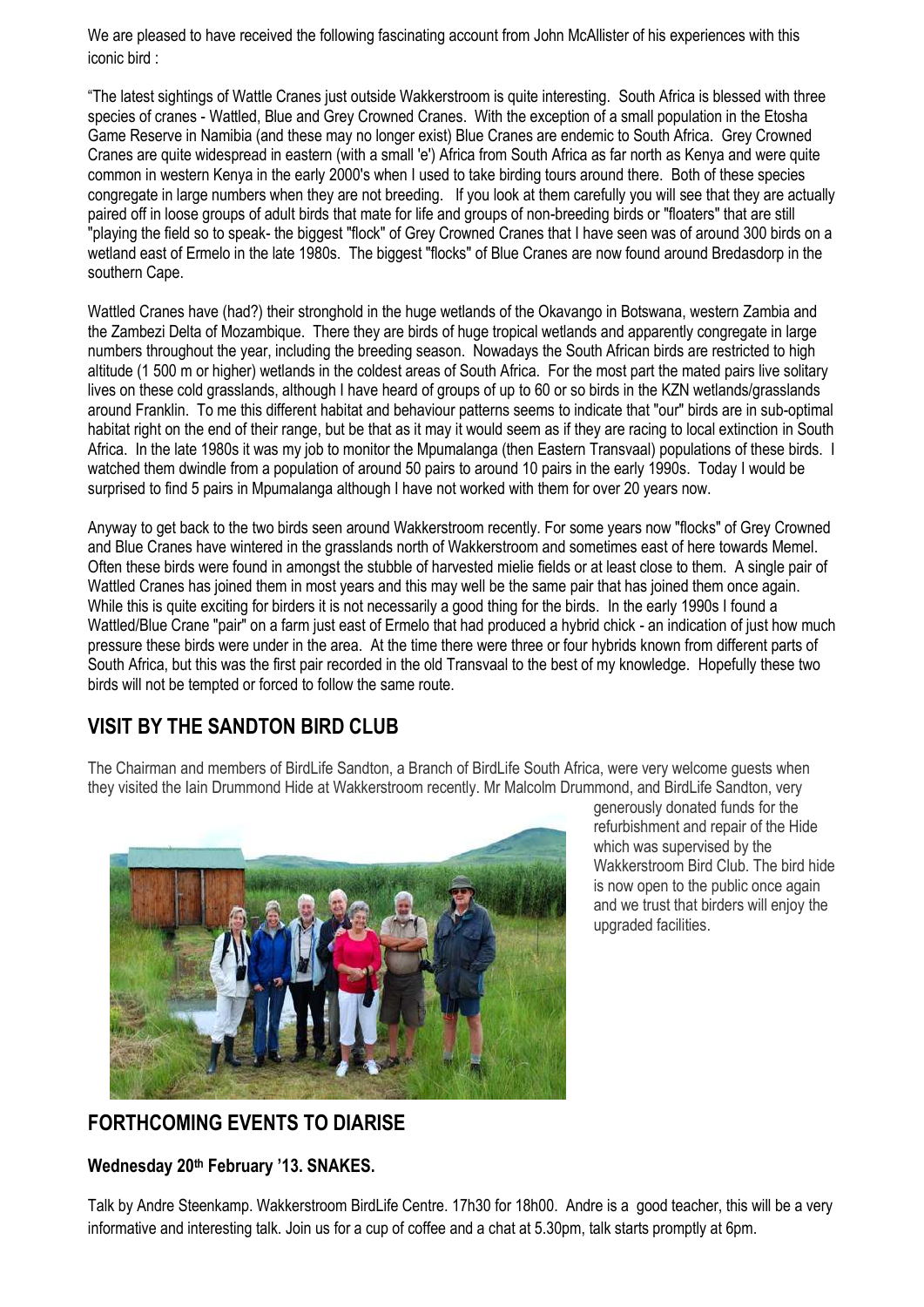We are pleased to have received the following fascinating account from John McAllister of his experiences with this iconic bird :

"The latest sightings of Wattle Cranes just outside Wakkerstroom is quite interesting. South Africa is blessed with three species of cranes - Wattled, Blue and Grey Crowned Cranes. With the exception of a small population in the Etosha Game Reserve in Namibia (and these may no longer exist) Blue Cranes are endemic to South Africa. Grey Crowned Cranes are quite widespread in eastern (with a small 'e') Africa from South Africa as far north as Kenya and were quite common in western Kenya in the early 2000's when I used to take birding tours around there. Both of these species congregate in large numbers when they are not breeding. If you look at them carefully you will see that they are actually paired off in loose groups of adult birds that mate for life and groups of non-breeding birds or "floaters" that are still "playing the field so to speak- the biggest "flock" of Grey Crowned Cranes that I have seen was of around 300 birds on a wetland east of Ermelo in the late 1980s. The biggest "flocks" of Blue Cranes are now found around Bredasdorp in the southern Cape.

Wattled Cranes have (had?) their stronghold in the huge wetlands of the Okavango in Botswana, western Zambia and the Zambezi Delta of Mozambique. There they are birds of huge tropical wetlands and apparently congregate in large numbers throughout the year, including the breeding season. Nowadays the South African birds are restricted to high altitude (1 500 m or higher) wetlands in the coldest areas of South Africa. For the most part the mated pairs live solitary lives on these cold grasslands, although I have heard of groups of up to 60 or so birds in the KZN wetlands/grasslands around Franklin. To me this different habitat and behaviour patterns seems to indicate that "our" birds are in sub-optimal habitat right on the end of their range, but be that as it may it would seem as if they are racing to local extinction in South Africa. In the late 1980s it was my job to monitor the Mpumalanga (then Eastern Transvaal) populations of these birds. I watched them dwindle from a population of around 50 pairs to around 10 pairs in the early 1990s. Today I would be surprised to find 5 pairs in Mpumalanga although I have not worked with them for over 20 years now.

Anyway to get back to the two birds seen around Wakkerstroom recently. For some years now "flocks" of Grey Crowned and Blue Cranes have wintered in the grasslands north of Wakkerstroom and sometimes east of here towards Memel. Often these birds were found in amongst the stubble of harvested mielie fields or at least close to them. A single pair of Wattled Cranes has joined them in most years and this may well be the same pair that has joined them once again. While this is quite exciting for birders it is not necessarily a good thing for the birds. In the early 1990s I found a Wattled/Blue Crane "pair" on a farm just east of Ermelo that had produced a hybrid chick - an indication of just how much pressure these birds were under in the area. At the time there were three or four hybrids known from different parts of South Africa, but this was the first pair recorded in the old Transvaal to the best of my knowledge. Hopefully these two birds will not be tempted or forced to follow the same route.

## VISIT BY THE SANDTON BIRD CLUB

The Chairman and members of BirdLife Sandton, a Branch of BirdLife South Africa, were very welcome guests when they visited the Iain Drummond Hide at Wakkerstroom recently. Mr Malcolm Drummond, and BirdLife Sandton, very generously donated funds for the refurbishment and repair of the Hide which was supervised by the Wakkerstroom Bird Club. The bird hide is now open to the public once again and we trust that birders will enjoy the upgraded facilities.

## FORTHCOMING EVENTS TO DIARISE

**Wednesday 20th February '13. SNAKES.**

Talk by Andre Steenkamp. Wakkerstroom BirdLife Centre. 17h30 for 18h00. Andre is a good teacher, this will be a very informative and interesting talk. Join us for a cup of coffee and a chat at 5.30pm, talk starts promptly at 6pm.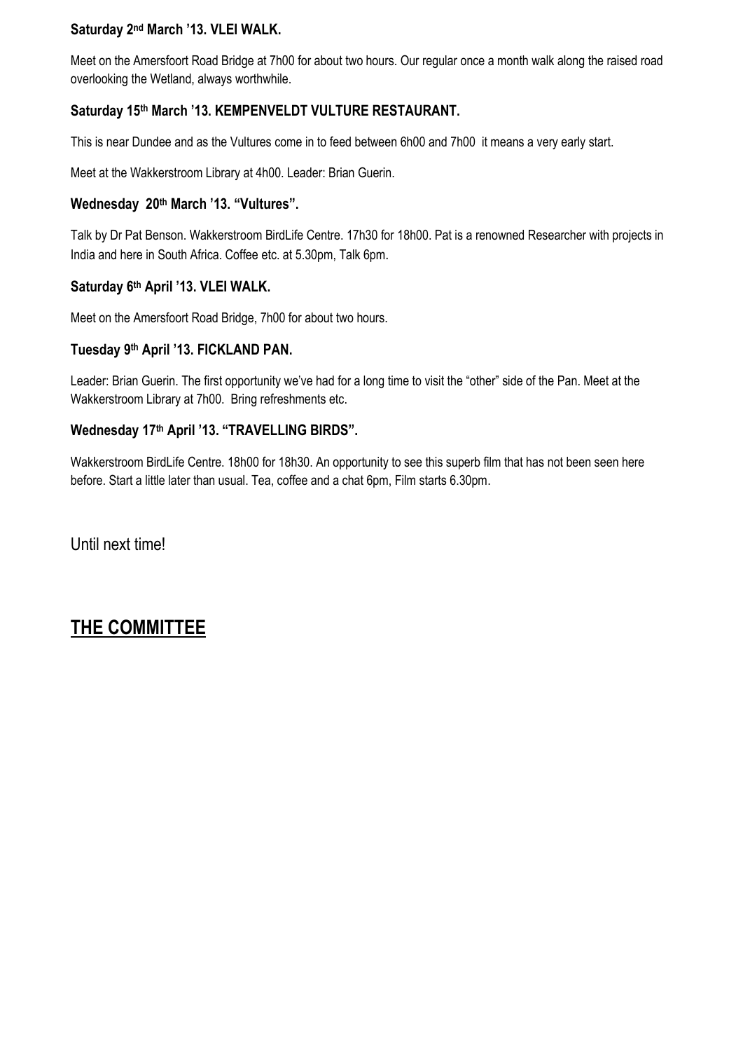**Saturday 2nd March '13. VLEI WALK.**

Meet on the Amersfoort Road Bridge at 7h00 for about two hours. Our regular once a month walk along the raised road overlooking the Wetland, always worthwhile.

**Saturday 15th March '13. KEMPENVELDT VULTURE RESTAURANT.**

This is near Dundee and as the Vultures come in to feed between 6h00 and 7h00 it means a very early start.

Meet at the Wakkerstroom Library at 4h00. Leader: Brian Guerin.

**Wednesday 20th March '13. "Vultures".**

Talk by Dr Pat Benson. Wakkerstroom BirdLife Centre. 17h30 for 18h00. Pat is a renowned Researcher with projects in India and here in South Africa. Coffee etc. at 5.30pm, Talk 6pm.

**Saturday 6th April '13. VLEI WALK.**

Meet on the Amersfoort Road Bridge, 7h00 for about two hours.

**Tuesday 9th April '13. FICKLAND PAN.**

Leader: Brian Guerin. The first opportunity we've had for a long time to visit the "other" side of the Pan. Meet at the Wakkerstroom Library at 7h00. Bring refreshments etc.

**Wednesday 17th April '13. "TRAVELLING BIRDS".**

Wakkerstroom BirdLife Centre. 18h00 for 18h30. An opportunity to see this superb film that has not been seen here before. Start a little later than usual. Tea, coffee and a chat 6pm, Film starts 6.30pm.

Until next time!

## THE COMMITTEE